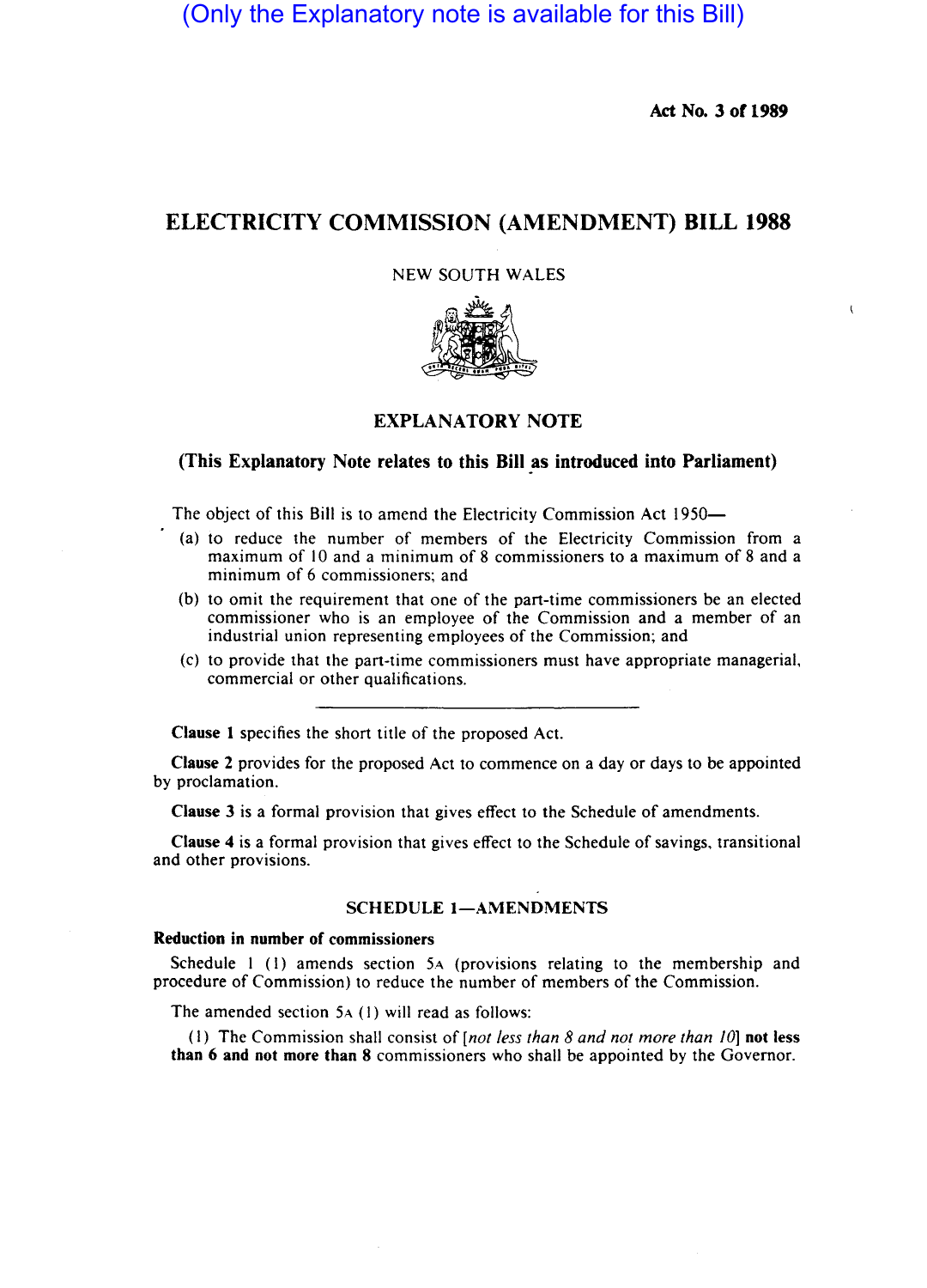(Only the Explanatory note is available for this Bill)

**Act No. 3 of 1989**

# ELECTRICITY COMMISSION (AMENDMENT) BILL 1988

NEW SOUTH WALES

## EXPLANATORY NOTE

### (This Explanatory Note relates to this Bill as introduced into Parliament)

The object of this Bill is to amend the Electricity Commission Act 1950—

(a) to reduce the number of members of the Electricity Commission from a maximum of 10 and a minimum of 8 commissioners to a maximum of 8 and a minimum of 6 commissioners; and

(b) to omit the requirement that one of the part-time commissioners be an elected commissioner who is an employee of the Commission and a member of an industrial union representing employees of the Commission; and

(c) to provide that the part-time commissioners must have appropriate managerial, commercial or other qualifications.

---

**Clause 1** specifies the short title of the proposed Act.

**Clause 2** provides for the proposed Act to commence on a day or days to be appointed by proclamation.

**Clause 3** is a formal provision that gives effect to the Schedule of amendments.

**Clause 4** is a formal provision that gives effect to the Schedule of savings, transitional and other provisions.

### SCHEDULE 1—AMENDMENTS

**Reduction in number of commissioners**

Schedule 1 (1) amends section 5A (provisions relating to the membership and procedure of Commission) to reduce the number of members of the Commission.

The amended section 5A (1) will read as follows:

(1) The Commission shall consist of [*not less than 8 and not more than 10*] **not less than 6 and not more than 8** commissioners who shall be appointed by the Governor.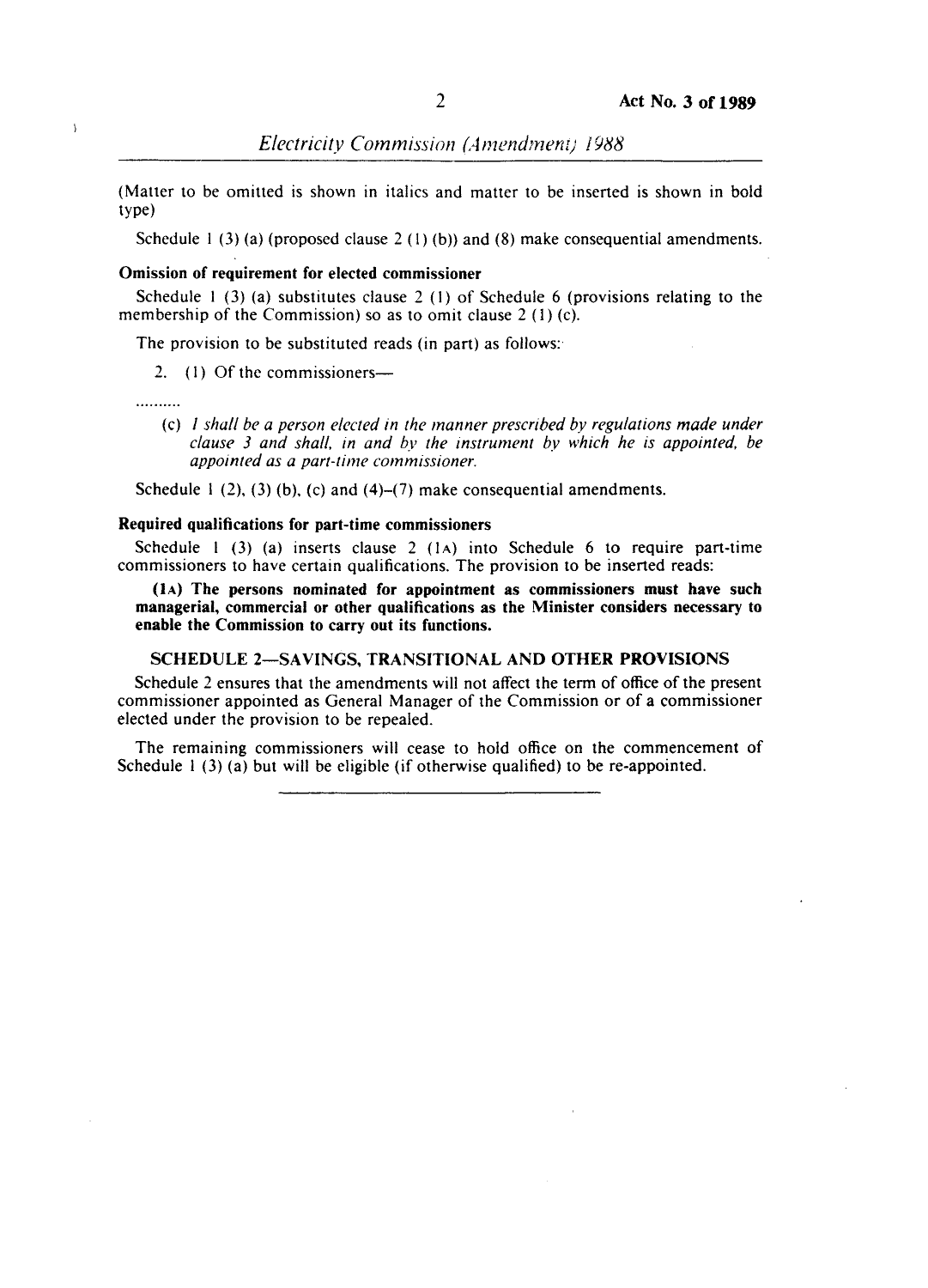(Matter to be omitted is shown in italics and matter to be inserted is shown in bold type)

Schedule 1 (3) (a) (proposed clause 2 (1) (b)) and (8) make consequential amendments.

**Omission of requirement for elected commissioner**

Schedule 1 (3) (a) substitutes clause 2 (1) of Schedule 6 (provisions relating to the membership of the Commission) so as to omit clause 2 (1) (c).

The provision to be substituted reads (in part) as follows:

2. (1) Of the commissioners—

..........

(c) *1 shall be a person elected in the manner prescribed by regulations made under clause 3 and shall, in and by the instrument by which he is appointed, be appointed as a part-time commissioner.*

Schedule 1 (2), (3) (b), (c) and (4)–(7) make consequential amendments.

**Required qualifications for part-time commissioners**

Schedule 1 (3) (a) inserts clause 2 (1A) into Schedule 6 to require part-time commissioners to have certain qualifications. The provision to be inserted reads:

**(1A) The persons nominated for appointment as commissioners must have such managerial, commercial or other qualifications as the Minister considers necessary to enable the Commission to carry out its functions.**

## SCHEDULE 2—SAVINGS, TRANSITIONAL AND OTHER PROVISIONS

Schedule 2 ensures that the amendments will not affect the term of office of the present commissioner appointed as General Manager of the Commission or of a commissioner elected under the provision to be repealed.

The remaining commissioners will cease to hold office on the commencement of Schedule 1 (3) (a) but will be eligible (if otherwise qualified) to be re-appointed.